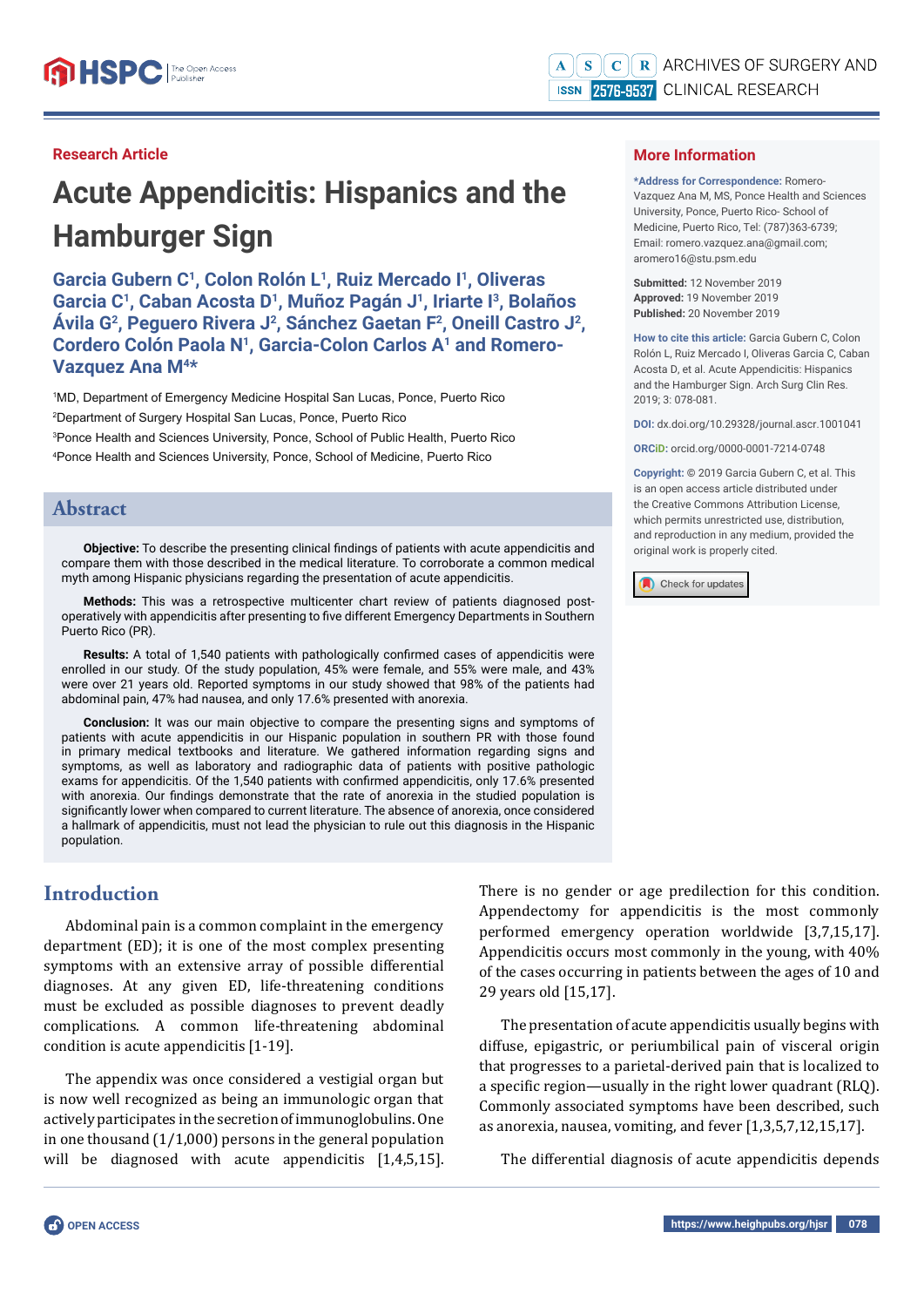Research Article

# Acute Appendicitis: Hispanics and the Hamburger Sign

**Garcia Gubern C[1], Colon Rolón L[1], Ruiz Mercado I[1], Oliveras Garcia C[1], Caban Acosta D[1], Muñoz Pagán J[1], Iriarte I[3], Bolaños Ávila G[2], Peguero Rivera J[2], Sánchez Gaetan F[2], Oneill Castro J[2], Cordero Colón Paola N[1], Garcia-Colon Carlos A[1] and Romero-Vazquez Ana M[4]***

[1]MD, Department of Emergency Medicine Hospital San Lucas, Ponce, Puerto Rico

[2]Department of Surgery Hospital San Lucas, Ponce, Puerto Rico

[3]Ponce Health and Sciences University, Ponce, School of Public Health, Puerto Rico

[4]Ponce Health and Sciences University, Ponce, School of Medicine, Puerto Rico

## More Information

***Address for Correspondence:** Romero-Vazquez Ana M, MS, Ponce Health and Sciences University, Ponce, Puerto Rico- School of Medicine, Puerto Rico, Tel: (787)363-6739; Email: romero.vazquez.ana@gmail.com; aromero16@stu.psm.edu

**Submitted:** 12 November 2019
**Approved:** 19 November 2019
**Published:** 20 November 2019

**How to cite this article:** Garcia Gubern C, Colon Rolón L, Ruiz Mercado I, Oliveras Garcia C, Caban Acosta D, et al. Acute Appendicitis: Hispanics and the Hamburger Sign. Arch Surg Clin Res. 2019; 3: 078-081.

**DOI:** dx.doi.org/10.29328/journal.ascr.1001041

**ORCiD:** orcid.org/0000-0001-7214-0748

**Copyright:** © 2019 Garcia Gubern C, et al. This is an open access article distributed under the Creative Commons Attribution License, which permits unrestricted use, distribution, and reproduction in any medium, provided the original work is properly cited.

## Abstract

**Objective:** To describe the presenting clinical findings of patients with acute appendicitis and compare them with those described in the medical literature. To corroborate a common medical myth among Hispanic physicians regarding the presentation of acute appendicitis.

**Methods:** This was a retrospective multicenter chart review of patients diagnosed post-operatively with appendicitis after presenting to five different Emergency Departments in Southern Puerto Rico (PR).

**Results:** A total of 1,540 patients with pathologically confirmed cases of appendicitis were enrolled in our study. Of the study population, 45% were female, and 55% were male, and 43% were over 21 years old. Reported symptoms in our study showed that 98% of the patients had abdominal pain, 47% had nausea, and only 17.6% presented with anorexia.

**Conclusion:** It was our main objective to compare the presenting signs and symptoms of patients with acute appendicitis in our Hispanic population in southern PR with those found in primary medical textbooks and literature. We gathered information regarding signs and symptoms, as well as laboratory and radiographic data of patients with positive pathologic exams for appendicitis. Of the 1,540 patients with confirmed appendicitis, only 17.6% presented with anorexia. Our findings demonstrate that the rate of anorexia in the studied population is significantly lower when compared to current literature. The absence of anorexia, once considered a hallmark of appendicitis, must not lead the physician to rule out this diagnosis in the Hispanic population.

## Introduction

Abdominal pain is a common complaint in the emergency department (ED); it is one of the most complex presenting symptoms with an extensive array of possible differential diagnoses. At any given ED, life-threatening conditions must be excluded as possible diagnoses to prevent deadly complications. A common life-threatening abdominal condition is acute appendicitis [1-19].

The appendix was once considered a vestigial organ but is now well recognized as being an immunologic organ that actively participates in the secretion of immunoglobulins. One in one thousand (1/1,000) persons in the general population will be diagnosed with acute appendicitis [1,4,5,15]. There is no gender or age predilection for this condition. Appendectomy for appendicitis is the most commonly performed emergency operation worldwide [3,7,15,17]. Appendicitis occurs most commonly in the young, with 40% of the cases occurring in patients between the ages of 10 and 29 years old [15,17].

The presentation of acute appendicitis usually begins with diffuse, epigastric, or periumbilical pain of visceral origin that progresses to a parietal-derived pain that is localized to a specific region—usually in the right lower quadrant (RLQ). Commonly associated symptoms have been described, such as anorexia, nausea, vomiting, and fever [1,3,5,7,12,15,17].

The differential diagnosis of acute appendicitis depends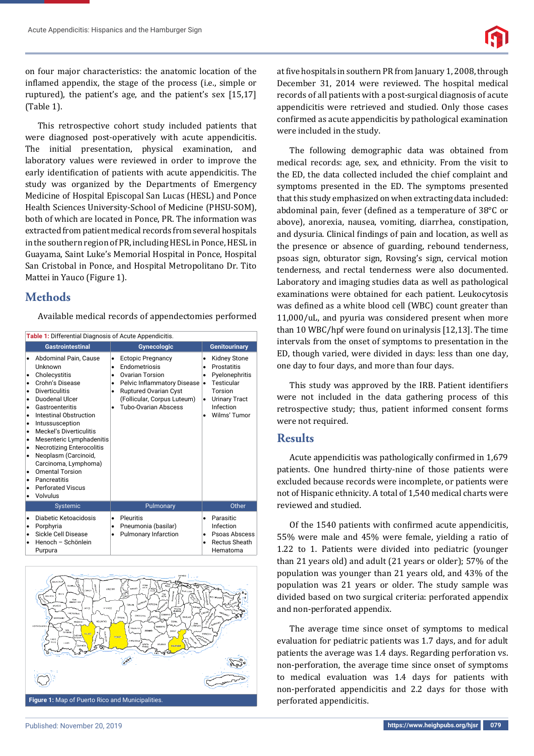on four major characteristics: the anatomic location of the inflamed appendix, the stage of the process (i.e., simple or ruptured), the patient's age, and the patient's sex [15,17] (Table 1).

This retrospective cohort study included patients that were diagnosed post-operatively with acute appendicitis. The initial presentation, physical examination, and laboratory values were reviewed in order to improve the early identification of patients with acute appendicitis. The study was organized by the Departments of Emergency Medicine of Hospital Episcopal San Lucas (HESL) and Ponce Health Sciences University-School of Medicine (PHSU-SOM), both of which are located in Ponce, PR. The information was extracted from patient medical records from several hospitals in the southern region of PR, including HESL in Ponce, HESL in Guayama, Saint Luke's Memorial Hospital in Ponce, Hospital San Cristobal in Ponce, and Hospital Metropolitano Dr. Tito Mattei in Yauco (Figure 1).

## Methods

Available medical records of appendectomies performed at five hospitals in southern PR from January 1, 2008, through December 31, 2014 were reviewed. The hospital medical records of all patients with a post-surgical diagnosis of acute appendicitis were retrieved and studied. Only those cases confirmed as acute appendicitis by pathological examination were included in the study.

**Table 1:** Differential Diagnosis of Acute Appendicitis.

| Gastrointestinal | Gynecologic | Genitourinary |
|---|---|---|
| • Abdominal Pain, Cause Unknown<br>• Cholecystitis<br>• Crohn's Disease<br>• Diverticulitis<br>• Duodenal Ulcer<br>• Gastroenteritis<br>• Intestinal Obstruction<br>• Intussusception<br>• Meckel's Diverticulitis<br>• Mesenteric Lymphadenitis<br>• Necrotizing Enterocolitis<br>• Neoplasm (Carcinoid, Carcinoma, Lymphoma)<br>• Omental Torsion<br>• Pancreatitis<br>• Perforated Viscus<br>• Volvulus | • Ectopic Pregnancy<br>• Endometriosis<br>• Ovarian Torsion<br>• Pelvic Inflammatory Disease<br>• Ruptured Ovarian Cyst (Follicular, Corpus Luteum)<br>• Tubo-Ovarian Abscess | • Kidney Stone<br>• Prostatitis<br>• Pyelonephritis<br>• Testicular Torsion<br>• Urinary Tract Infection<br>• Wilms' Tumor |
| **Systemic** | **Pulmonary** | **Other** |
| • Diabetic Ketoacidosis<br>• Porphyria<br>• Sickle Cell Disease<br>• Henoch – Schönlein Purpura | • Pleuritis<br>• Pneumonia (basilar)<br>• Pulmonary Infarction | • Parasitic Infection<br>• Psoas Abscess<br>• Rectus Sheath Hematoma |

**Figure 1:** Map of Puerto Rico and Municipalities.

The following demographic data was obtained from medical records: age, sex, and ethnicity. From the visit to the ED, the data collected included the chief complaint and symptoms presented in the ED. The symptoms presented that this study emphasized on when extracting data included: abdominal pain, fever (defined as a temperature of 38°C or above), anorexia, nausea, vomiting, diarrhea, constipation, and dysuria. Clinical findings of pain and location, as well as the presence or absence of guarding, rebound tenderness, psoas sign, obturator sign, Rovsing's sign, cervical motion tenderness, and rectal tenderness were also documented. Laboratory and imaging studies data as well as pathological examinations were obtained for each patient. Leukocytosis was defined as a white blood cell (WBC) count greater than 11,000/uL, and pyuria was considered present when more than 10 WBC/hpf were found on urinalysis [12,13]. The time intervals from the onset of symptoms to presentation in the ED, though varied, were divided in days: less than one day, one day to four days, and more than four days.

This study was approved by the IRB. Patient identifiers were not included in the data gathering process of this retrospective study; thus, patient informed consent forms were not required.

## Results

Acute appendicitis was pathologically confirmed in 1,679 patients. One hundred thirty-nine of those patients were excluded because records were incomplete, or patients were not of Hispanic ethnicity. A total of 1,540 medical charts were reviewed and studied.

Of the 1540 patients with confirmed acute appendicitis, 55% were male and 45% were female, yielding a ratio of 1.22 to 1. Patients were divided into pediatric (younger than 21 years old) and adult (21 years or older); 57% of the population was younger than 21 years old, and 43% of the population was 21 years or older. The study sample was divided based on two surgical criteria: perforated appendix and non-perforated appendix.

The average time since onset of symptoms to medical evaluation for pediatric patients was 1.7 days, and for adult patients the average was 1.4 days. Regarding perforation vs non-perforation, the average time since onset of symptoms to medical evaluation was 1.4 days for patients with non-perforated appendicitis and 2.2 days for those with perforated appendicitis.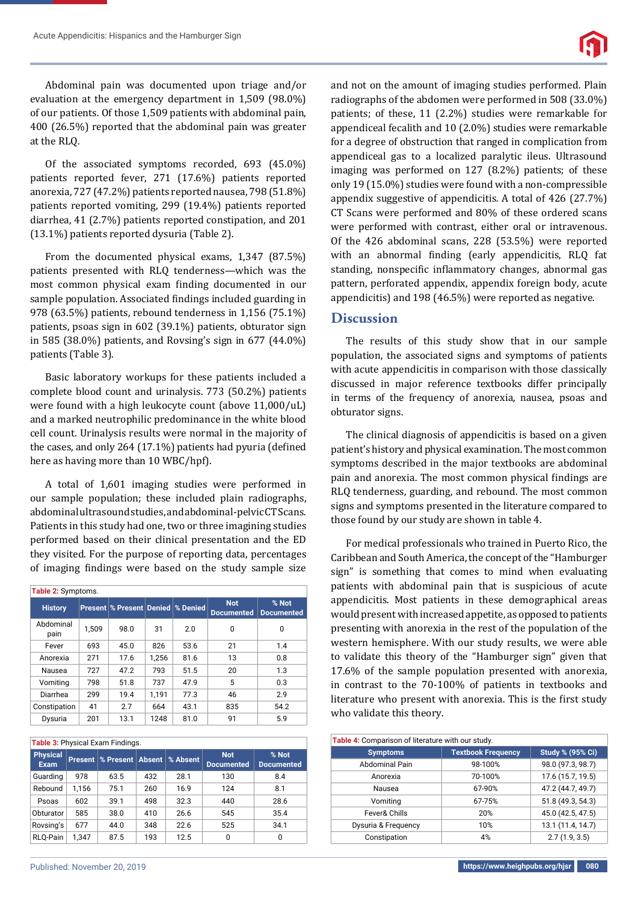Abdominal pain was documented upon triage and/or evaluation at the emergency department in 1,509 (98.0%) of our patients. Of those 1,509 patients with abdominal pain, 400 (26.5%) reported that the abdominal pain was greater at the RLQ.

Of the associated symptoms recorded, 693 (45.0%) patients reported fever, 271 (17.6%) patients reported anorexia, 727 (47.2%) patients reported nausea, 798 (51.8%) patients reported vomiting, 299 (19.4%) patients reported diarrhea, 41 (2.7%) patients reported constipation, and 201 (13.1%) patients reported dysuria (Table 2).

From the documented physical exams, 1,347 (87.5%) patients presented with RLQ tenderness—which was the most common physical exam finding documented in our sample population. Associated findings included guarding in 978 (63.5%) patients, rebound tenderness in 1,156 (75.1%) patients, psoas sign in 602 (39.1%) patients, obturator sign in 585 (38.0%) patients, and Rovsing's sign in 677 (44.0%) patients (Table 3).

Basic laboratory workups for these patients included a complete blood count and urinalysis. 773 (50.2%) patients were found with a high leukocyte count (above 11,000/uL) and a marked neutrophilic predominance in the white blood cell count. Urinalysis results were normal in the majority of the cases, and only 264 (17.1%) patients had pyuria (defined here as having more than 10 WBC/hpf).

A total of 1,601 imaging studies were performed in our sample population; these included plain radiographs, abdominal ultrasound studies, and abdominal-pelvic CT Scans. Patients in this study had one, two or three imaging studies performed based on their clinical presentation and the ED they visited. For the purpose of reporting data, percentages of imaging findings were based on the study sample size and not on the amount of imaging studies performed. Plain radiographs of the abdomen were performed in 508 (33.0%) patients; of these, 11 (2.2%) studies were remarkable for appendiceal fecalith and 10 (2.0%) studies were remarkable for a degree of obstruction that ranged in complication from appendiceal gas to a localized paralytic ileus. Ultrasound imaging was performed on 127 (8.2%) patients; of these only 19 (15.0%) studies were found with a non-compressible appendix suggestive of appendicitis. A total of 426 (27.7%) CT Scans were performed and 80% of these ordered scans were performed with contrast, either oral or intravenous. Of the 426 abdominal scans, 228 (53.5%) were reported with an abnormal finding (early appendicitis, RLQ fat standing, nonspecific inflammatory changes, abnormal gas pattern, perforated appendix, appendix foreign body, acute appendicitis) and 198 (46.5%) were reported as negative.

**Table 2:** Symptoms.

| History | Present | % Present | Denied | % Denied | Not Documented | % Not Documented |
|---|---|---|---|---|---|---|
| Abdominal pain | 1,509 | 98.0 | 31 | 2.0 | 0 | 0 |
| Fever | 693 | 45.0 | 826 | 53.6 | 21 | 1.4 |
| Anorexia | 271 | 17.6 | 1,256 | 81.6 | 13 | 0.8 |
| Nausea | 727 | 47.2 | 793 | 51.5 | 20 | 1.3 |
| Vomiting | 798 | 51.8 | 737 | 47.9 | 5 | 0.3 |
| Diarrhea | 299 | 19.4 | 1,191 | 77.3 | 46 | 2.9 |
| Constipation | 41 | 2.7 | 664 | 43.1 | 835 | 54.2 |
| Dysuria | 201 | 13.1 | 1248 | 81.0 | 91 | 5.9 |

**Table 3:** Physical Exam Findings.

| Physical Exam | Present | % Present | Absent | % Absent | Not Documented | % Not Documented |
|---|---|---|---|---|---|---|
| Guarding | 978 | 63.5 | 432 | 28.1 | 130 | 8.4 |
| Rebound | 1,156 | 75.1 | 260 | 16.9 | 124 | 8.1 |
| Psoas | 602 | 39.1 | 498 | 32.3 | 440 | 28.6 |
| Obturator | 585 | 38.0 | 410 | 26.6 | 545 | 35.4 |
| Rovsing's | 677 | 44.0 | 348 | 22.6 | 525 | 34.1 |
| RLQ-Pain | 1,347 | 87.5 | 193 | 12.5 | 0 | 0 |

## Discussion

The results of this study show that in our sample population, the associated signs and symptoms of patients with acute appendicitis in comparison with those classically discussed in major reference textbooks differ principally in terms of the frequency of anorexia, nausea, psoas and obturator signs.

The clinical diagnosis of appendicitis is based on a given patient's history and physical examination. The most common symptoms described in the major textbooks are abdominal pain and anorexia. The most common physical findings are RLQ tenderness, guarding, and rebound. The most common signs and symptoms presented in the literature compared to those found by our study are shown in table 4.

For medical professionals who trained in Puerto Rico, the Caribbean and South America, the concept of the "Hamburger sign" is something that comes to mind when evaluating patients with abdominal pain that is suspicious of acute appendicitis. Most patients in these demographical areas would present with increased appetite, as opposed to patients presenting with anorexia in the rest of the population of the western hemisphere. With our study results, we were able to validate this theory of the "Hamburger sign" given that 17.6% of the sample population presented with anorexia, in contrast to the 70-100% of patients in textbooks and literature who present with anorexia. This is the first study who validate this theory.

**Table 4:** Comparison of literature with our study.

| Symptoms | Textbook Frequency | Study % (95% Ci) |
|---|---|---|
| Abdominal Pain | 98-100% | 98.0 (97.3, 98.7) |
| Anorexia | 70-100% | 17.6 (15.7, 19.5) |
| Nausea | 67-90% | 47.2 (44.7, 49.7) |
| Vomiting | 67-75% | 51.8 (49.3, 54.3) |
| Fever& Chills | 20% | 45.0 (42.5, 47.5) |
| Dysuria & Frequency | 10% | 13.1 (11.4, 14.7) |
| Constipation | 4% | 2.7 (1.9, 3.5) |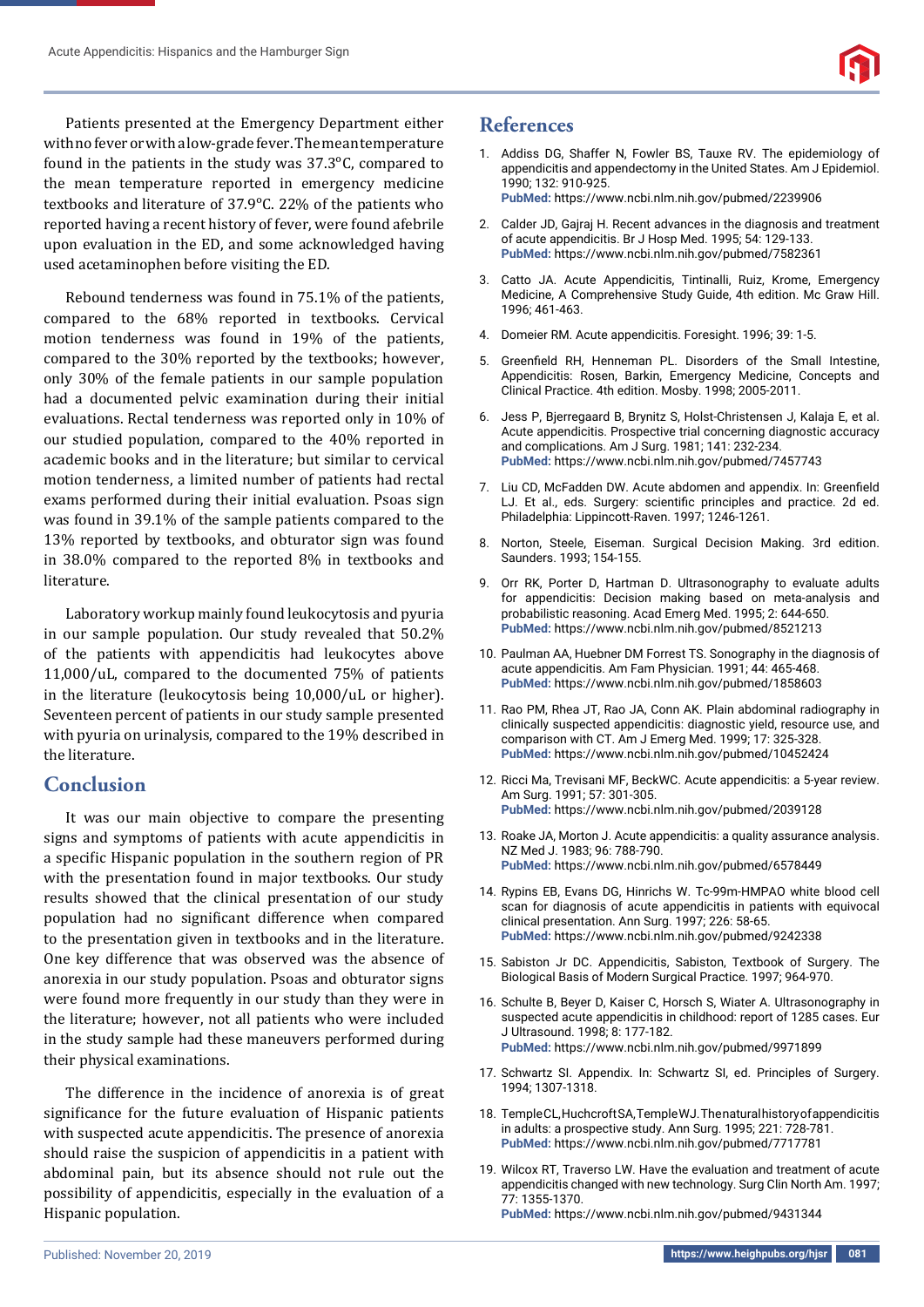Patients presented at the Emergency Department either with no fever or with a low-grade fever. The mean temperature found in the patients in the study was 37.3°C, compared to the mean temperature reported in emergency medicine textbooks and literature of 37.9°C. 22% of the patients who reported having a recent history of fever, were found afebrile upon evaluation in the ED, and some acknowledged having used acetaminophen before visiting the ED.

Rebound tenderness was found in 75.1% of the patients, compared to the 68% reported in textbooks. Cervical motion tenderness was found in 19% of the patients, compared to the 30% reported by the textbooks; however, only 30% of the female patients in our sample population had a documented pelvic examination during their initial evaluations. Rectal tenderness was reported only in 10% of our studied population, compared to the 40% reported in academic books and in the literature; but similar to cervical motion tenderness, a limited number of patients had rectal exams performed during their initial evaluation. Psoas sign was found in 39.1% of the sample patients compared to the 13% reported by textbooks, and obturator sign was found in 38.0% compared to the reported 8% in textbooks and literature.

Laboratory workup mainly found leukocytosis and pyuria in our sample population. Our study revealed that 50.2% of the patients with appendicitis had leukocytes above 11,000/uL, compared to the documented 75% of patients in the literature (leukocytosis being 10,000/uL or higher). Seventeen percent of patients in our study sample presented with pyuria on urinalysis, compared to the 19% described in the literature.

## Conclusion

It was our main objective to compare the presenting signs and symptoms of patients with acute appendicitis in a specific Hispanic population in the southern region of PR with the presentation found in major textbooks. Our study results showed that the clinical presentation of our study population had no significant difference when compared to the presentation given in textbooks and in the literature. One key difference that was observed was the absence of anorexia in our study population. Psoas and obturator signs were found more frequently in our study than they were in the literature; however, not all patients who were included in the study sample had these maneuvers performed during their physical examinations.

The difference in the incidence of anorexia is of great significance for the future evaluation of Hispanic patients with suspected acute appendicitis. The presence of anorexia should raise the suspicion of appendicitis in a patient with abdominal pain, but its absence should not rule out the possibility of appendicitis, especially in the evaluation of a Hispanic population.

## References

1. Addiss DG, Shaffer N, Fowler BS, Tauxe RV. The epidemiology of appendicitis and appendectomy in the United States. Am J Epidemiol. 1990; 132: 910-925. **PubMed:** https://www.ncbi.nlm.nih.gov/pubmed/2239906
2. Calder JD, Gajraj H. Recent advances in the diagnosis and treatment of acute appendicitis. Br J Hosp Med. 1995; 54: 129-133. **PubMed:** https://www.ncbi.nlm.nih.gov/pubmed/7582361
3. Catto JA. Acute Appendicitis, Tintinalli, Ruiz, Krome, Emergency Medicine, A Comprehensive Study Guide, 4th edition. Mc Graw Hill. 1996; 461-463.
4. Domeier RM. Acute appendicitis. Foresight. 1996; 39: 1-5.
5. Greenfield RH, Henneman PL. Disorders of the Small Intestine, Appendicitis: Rosen, Barkin, Emergency Medicine, Concepts and Clinical Practice. 4th edition. Mosby. 1998; 2005-2011.
6. Jess P, Bjerregaard B, Brynitz S, Holst-Christensen J, Kalaja E, et al. Acute appendicitis. Prospective trial concerning diagnostic accuracy and complications. Am J Surg. 1981; 141: 232-234. **PubMed:** https://www.ncbi.nlm.nih.gov/pubmed/7457743
7. Liu CD, McFadden DW. Acute abdomen and appendix. In: Greenfield LJ. Et al., eds. Surgery: scientific principles and practice. 2d ed. Philadelphia: Lippincott-Raven. 1997; 1246-1261.
8. Norton, Steele, Eiseman. Surgical Decision Making. 3rd edition. Saunders. 1993; 154-155.
9. Orr RK, Porter D, Hartman D. Ultrasonography to evaluate adults for appendicitis: Decision making based on meta-analysis and probabilistic reasoning. Acad Emerg Med. 1995; 2: 644-650. **PubMed:** https://www.ncbi.nlm.nih.gov/pubmed/8521213
10. Paulman AA, Huebner DM Forrest TS. Sonography in the diagnosis of acute appendicitis. Am Fam Physician. 1991; 44: 465-468. **PubMed:** https://www.ncbi.nlm.nih.gov/pubmed/1858603
11. Rao PM, Rhea JT, Rao JA, Conn AK. Plain abdominal radiography in clinically suspected appendicitis: diagnostic yield, resource use, and comparison with CT. Am J Emerg Med. 1999; 17: 325-328. **PubMed:** https://www.ncbi.nlm.nih.gov/pubmed/10452424
12. Ricci Ma, Trevisani MF, BeckWC. Acute appendicitis: a 5-year review. Am Surg. 1991; 57: 301-305. **PubMed:** https://www.ncbi.nlm.nih.gov/pubmed/2039128
13. Roake JA, Morton J. Acute appendicitis: a quality assurance analysis. NZ Med J. 1983; 96: 788-790. **PubMed:** https://www.ncbi.nlm.nih.gov/pubmed/6578449
14. Rypins EB, Evans DG, Hinrichs W. Tc-99m-HMPAO white blood cell scan for diagnosis of acute appendicitis in patients with equivocal clinical presentation. Ann Surg. 1997; 226: 58-65. **PubMed:** https://www.ncbi.nlm.nih.gov/pubmed/9242338
15. Sabiston Jr DC. Appendicitis, Sabiston, Textbook of Surgery. The Biological Basis of Modern Surgical Practice. 1997; 964-970.
16. Schulte B, Beyer D, Kaiser C, Horsch S, Wiater A. Ultrasonography in suspected acute appendicitis in childhood: report of 1285 cases. Eur J Ultrasound. 1998; 8: 177-182. **PubMed:** https://www.ncbi.nlm.nih.gov/pubmed/9971899
17. Schwartz SI. Appendix. In: Schwartz SI, ed. Principles of Surgery. 1994; 1307-1318.
18. Temple CL, Huchcroft SA, Temple WJ. The natural history of appendicitis in adults: a prospective study. Ann Surg. 1995; 221: 728-781. **PubMed:** https://www.ncbi.nlm.nih.gov/pubmed/7717781
19. Wilcox RT, Traverso LW. Have the evaluation and treatment of acute appendicitis changed with new technology. Surg Clin North Am. 1997; 77: 1355-1370. **PubMed:** https://www.ncbi.nlm.nih.gov/pubmed/9431344